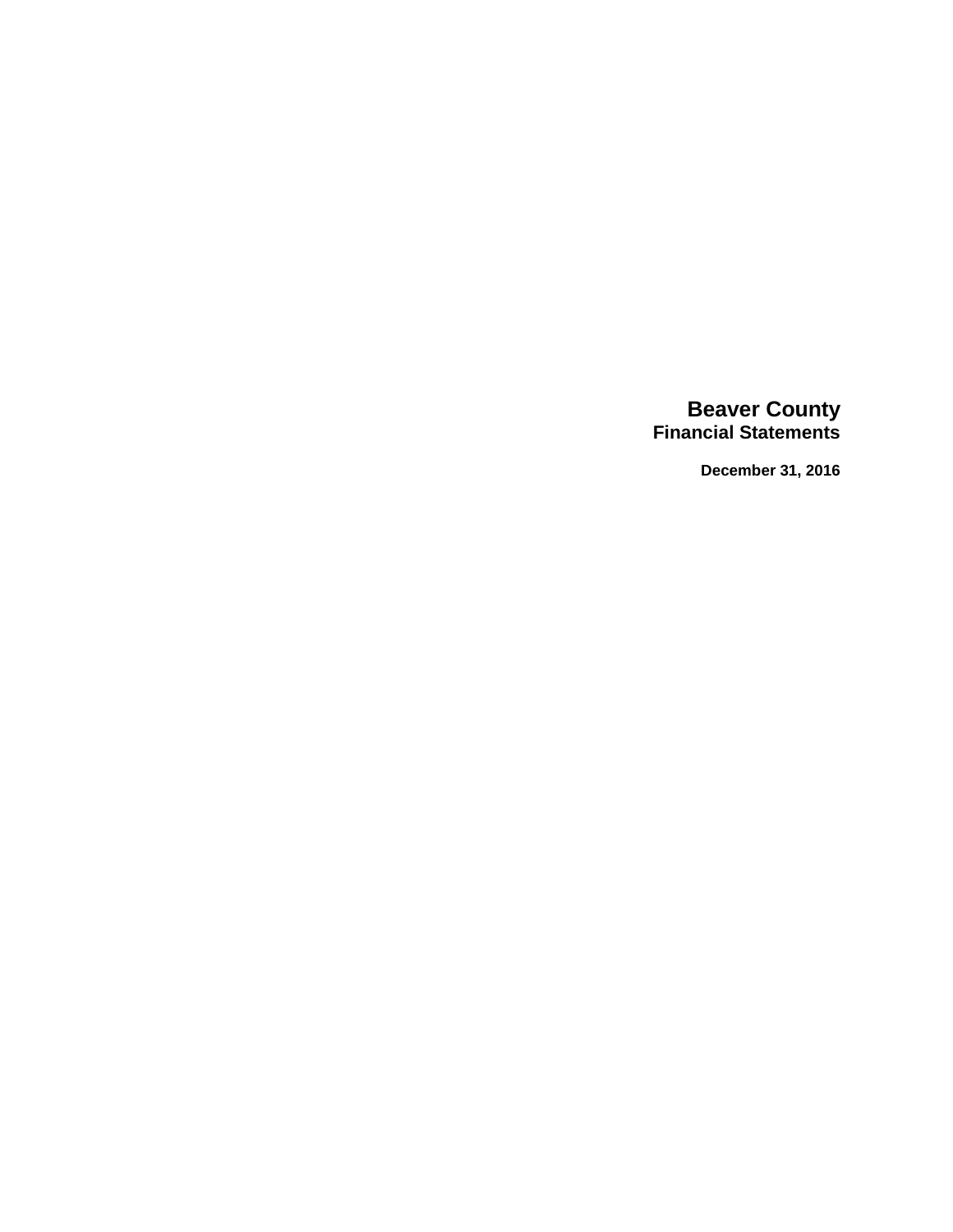# Beaver County

## Financial Statements

**December 31, 2016**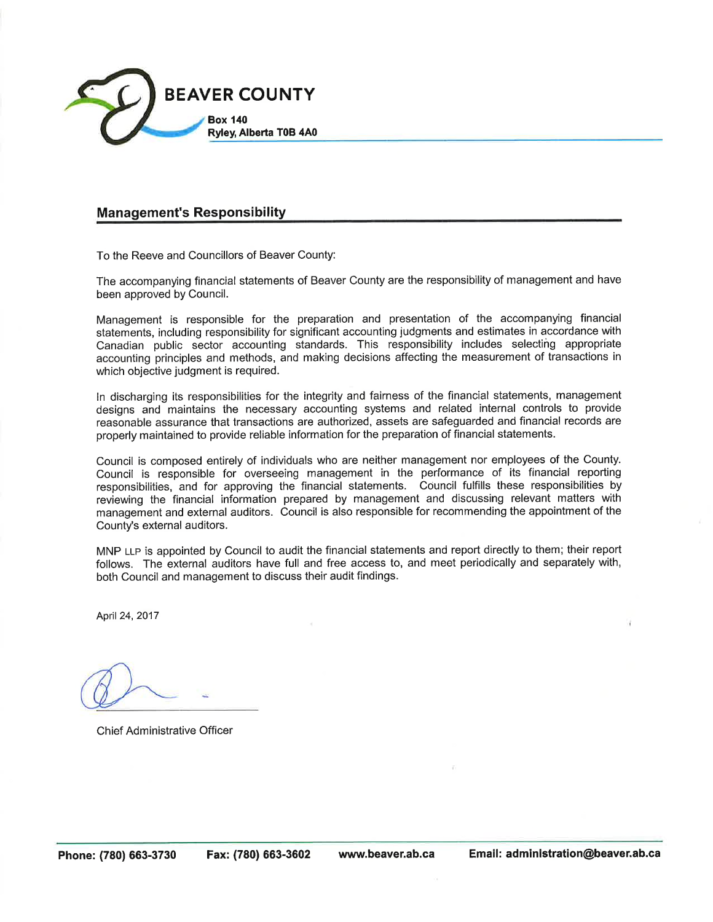**BEAVER COUNTY**

**Box 140**
**Ryley, Alberta T0B 4A0**

## Management's Responsibility

To the Reeve and Councillors of Beaver County:

The accompanying financial statements of Beaver County are the responsibility of management and have been approved by Council.

Management is responsible for the preparation and presentation of the accompanying financial statements, including responsibility for significant accounting judgments and estimates in accordance with Canadian public sector accounting standards. This responsibility includes selecting appropriate accounting principles and methods, and making decisions affecting the measurement of transactions in which objective judgment is required.

In discharging its responsibilities for the integrity and fairness of the financial statements, management designs and maintains the necessary accounting systems and related internal controls to provide reasonable assurance that transactions are authorized, assets are safeguarded and financial records are properly maintained to provide reliable information for the preparation of financial statements.

Council is composed entirely of individuals who are neither management nor employees of the County. Council is responsible for overseeing management in the performance of its financial reporting responsibilities, and for approving the financial statements. Council fulfills these responsibilities by reviewing the financial information prepared by management and discussing relevant matters with management and external auditors. Council is also responsible for recommending the appointment of the County's external auditors.

MNP LLP is appointed by Council to audit the financial statements and report directly to them; their report follows. The external auditors have full and free access to, and meet periodically and separately with, both Council and management to discuss their audit findings.

April 24, 2017

Chief Administrative Officer

**Phone: (780) 663-3730** **Fax: (780) 663-3602** **www.beaver.ab.ca** **Email: administration@beaver.ab.ca**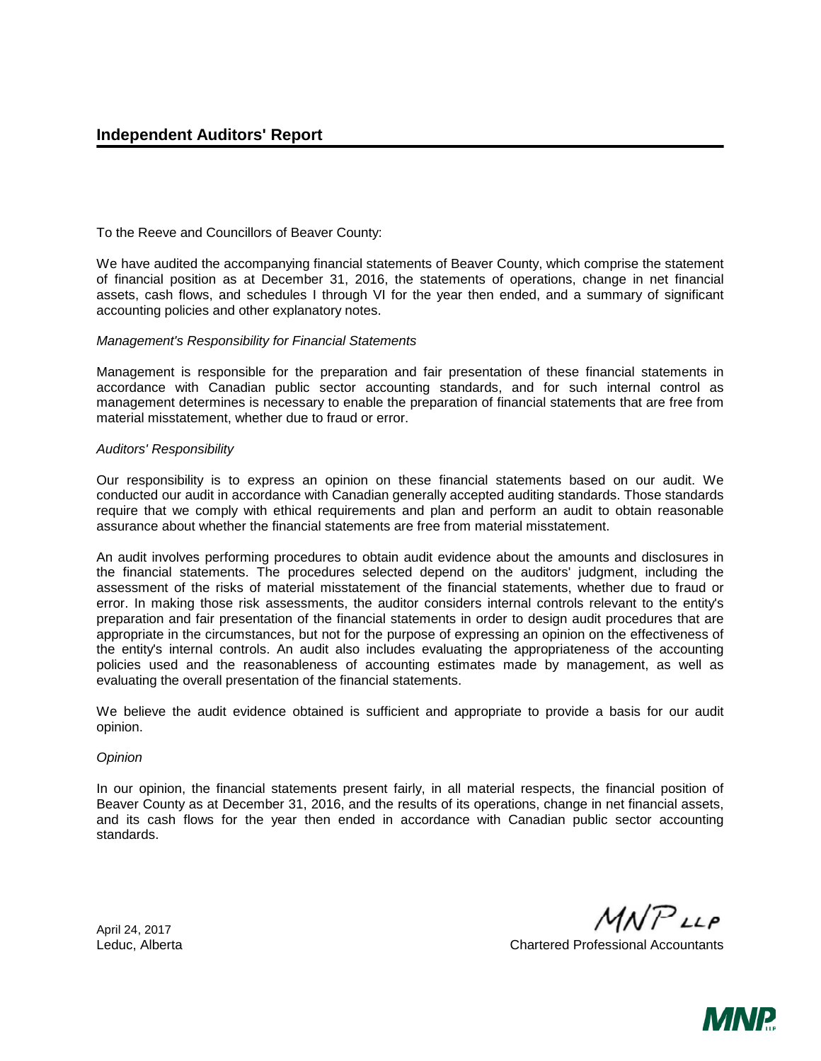## Independent Auditors' Report

To the Reeve and Councillors of Beaver County:

We have audited the accompanying financial statements of Beaver County, which comprise the statement of financial position as at December 31, 2016, the statements of operations, change in net financial assets, cash flows, and schedules I through VI for the year then ended, and a summary of significant accounting policies and other explanatory notes.

*Management's Responsibility for Financial Statements*

Management is responsible for the preparation and fair presentation of these financial statements in accordance with Canadian public sector accounting standards, and for such internal control as management determines is necessary to enable the preparation of financial statements that are free from material misstatement, whether due to fraud or error.

*Auditors' Responsibility*

Our responsibility is to express an opinion on these financial statements based on our audit. We conducted our audit in accordance with Canadian generally accepted auditing standards. Those standards require that we comply with ethical requirements and plan and perform an audit to obtain reasonable assurance about whether the financial statements are free from material misstatement.

An audit involves performing procedures to obtain audit evidence about the amounts and disclosures in the financial statements. The procedures selected depend on the auditors' judgment, including the assessment of the risks of material misstatement of the financial statements, whether due to fraud or error. In making those risk assessments, the auditor considers internal controls relevant to the entity's preparation and fair presentation of the financial statements in order to design audit procedures that are appropriate in the circumstances, but not for the purpose of expressing an opinion on the effectiveness of the entity's internal controls. An audit also includes evaluating the appropriateness of the accounting policies used and the reasonableness of accounting estimates made by management, as well as evaluating the overall presentation of the financial statements.

We believe the audit evidence obtained is sufficient and appropriate to provide a basis for our audit opinion.

*Opinion*

In our opinion, the financial statements present fairly, in all material respects, the financial position of Beaver County as at December 31, 2016, and the results of its operations, change in net financial assets, and its cash flows for the year then ended in accordance with Canadian public sector accounting standards.

MNP LLP

April 24, 2017
Leduc, Alberta

Chartered Professional Accountants

MNP LLP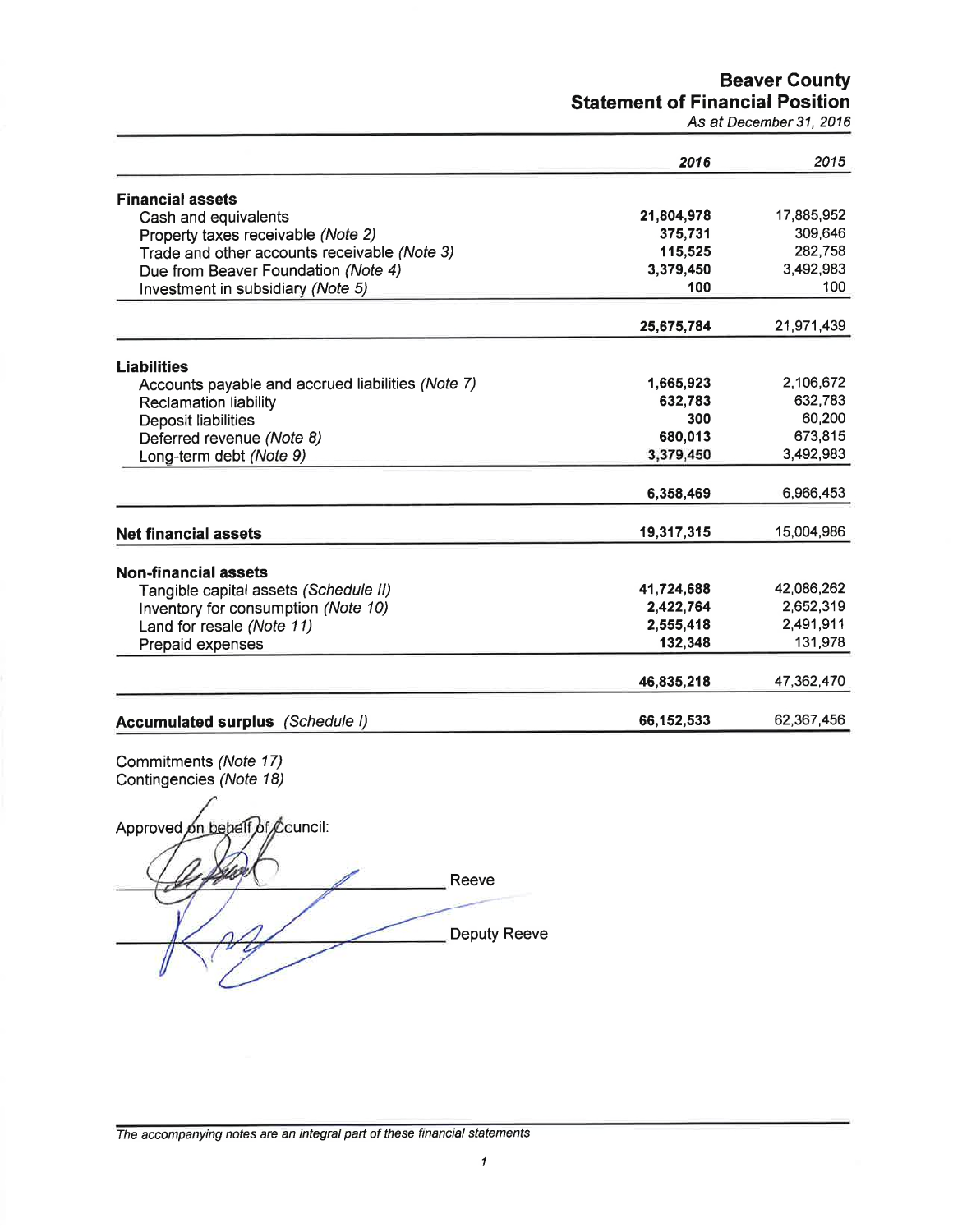# Beaver County
## Statement of Financial Position
*As at December 31, 2016*

| | **2016** | 2015 |
|---|---|---|
| **Financial assets** | | |
| Cash and equivalents | **21,804,978** | 17,885,952 |
| Property taxes receivable *(Note 2)* | **375,731** | 309,646 |
| Trade and other accounts receivable *(Note 3)* | **115,525** | 282,758 |
| Due from Beaver Foundation *(Note 4)* | **3,379,450** | 3,492,983 |
| Investment in subsidiary *(Note 5)* | **100** | 100 |
| | **25,675,784** | 21,971,439 |
| **Liabilities** | | |
| Accounts payable and accrued liabilities *(Note 7)* | **1,665,923** | 2,106,672 |
| Reclamation liability | **632,783** | 632,783 |
| Deposit liabilities | **300** | 60,200 |
| Deferred revenue *(Note 8)* | **680,013** | 673,815 |
| Long-term debt *(Note 9)* | **3,379,450** | 3,492,983 |
| | **6,358,469** | 6,966,453 |
| **Net financial assets** | **19,317,315** | 15,004,986 |
| **Non-financial assets** | | |
| Tangible capital assets *(Schedule II)* | **41,724,688** | 42,086,262 |
| Inventory for consumption *(Note 10)* | **2,422,764** | 2,652,319 |
| Land for resale *(Note 11)* | **2,555,418** | 2,491,911 |
| Prepaid expenses | **132,348** | 131,978 |
| | **46,835,218** | 47,362,470 |
| **Accumulated surplus** *(Schedule I)* | **66,152,533** | 62,367,456 |

Commitments *(Note 17)*
Contingencies *(Note 18)*

Approved on behalf of Council:

_______________________ Reeve

_______________________ Deputy Reeve

*The accompanying notes are an integral part of these financial statements*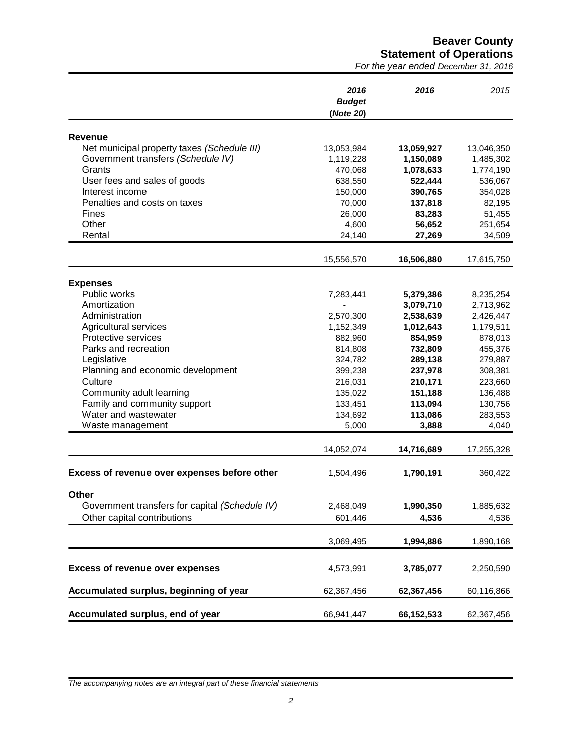# Beaver County
## Statement of Operations
*For the year ended December 31, 2016*

| | *2016 Budget (Note 20)* | *2016* | *2015* |
|---|---|---|---|
| **Revenue** | | | |
| Net municipal property taxes *(Schedule III)* | 13,053,984 | **13,059,927** | 13,046,350 |
| Government transfers *(Schedule IV)* | 1,119,228 | **1,150,089** | 1,485,302 |
| Grants | 470,068 | **1,078,633** | 1,774,190 |
| User fees and sales of goods | 638,550 | **522,444** | 536,067 |
| Interest income | 150,000 | **390,765** | 354,028 |
| Penalties and costs on taxes | 70,000 | **137,818** | 82,195 |
| Fines | 26,000 | **83,283** | 51,455 |
| Other | 4,600 | **56,652** | 251,654 |
| Rental | 24,140 | **27,269** | 34,509 |
| | 15,556,570 | **16,506,880** | 17,615,750 |
| **Expenses** | | | |
| Public works | 7,283,441 | **5,379,386** | 8,235,254 |
| Amortization | - | **3,079,710** | 2,713,962 |
| Administration | 2,570,300 | **2,538,639** | 2,426,447 |
| Agricultural services | 1,152,349 | **1,012,643** | 1,179,511 |
| Protective services | 882,960 | **854,959** | 878,013 |
| Parks and recreation | 814,808 | **732,809** | 455,376 |
| Legislative | 324,782 | **289,138** | 279,887 |
| Planning and economic development | 399,238 | **237,978** | 308,381 |
| Culture | 216,031 | **210,171** | 223,660 |
| Community adult learning | 135,022 | **151,188** | 136,488 |
| Family and community support | 133,451 | **113,094** | 130,756 |
| Water and wastewater | 134,692 | **113,086** | 283,553 |
| Waste management | 5,000 | **3,888** | 4,040 |
| | 14,052,074 | **14,716,689** | 17,255,328 |
| **Excess of revenue over expenses before other** | 1,504,496 | **1,790,191** | 360,422 |
| **Other** | | | |
| Government transfers for capital *(Schedule IV)* | 2,468,049 | **1,990,350** | 1,885,632 |
| Other capital contributions | 601,446 | **4,536** | 4,536 |
| | 3,069,495 | **1,994,886** | 1,890,168 |
| **Excess of revenue over expenses** | 4,573,991 | **3,785,077** | 2,250,590 |
| **Accumulated surplus, beginning of year** | 62,367,456 | **62,367,456** | 60,116,866 |
| **Accumulated surplus, end of year** | 66,941,447 | **66,152,533** | 62,367,456 |

*The accompanying notes are an integral part of these financial statements*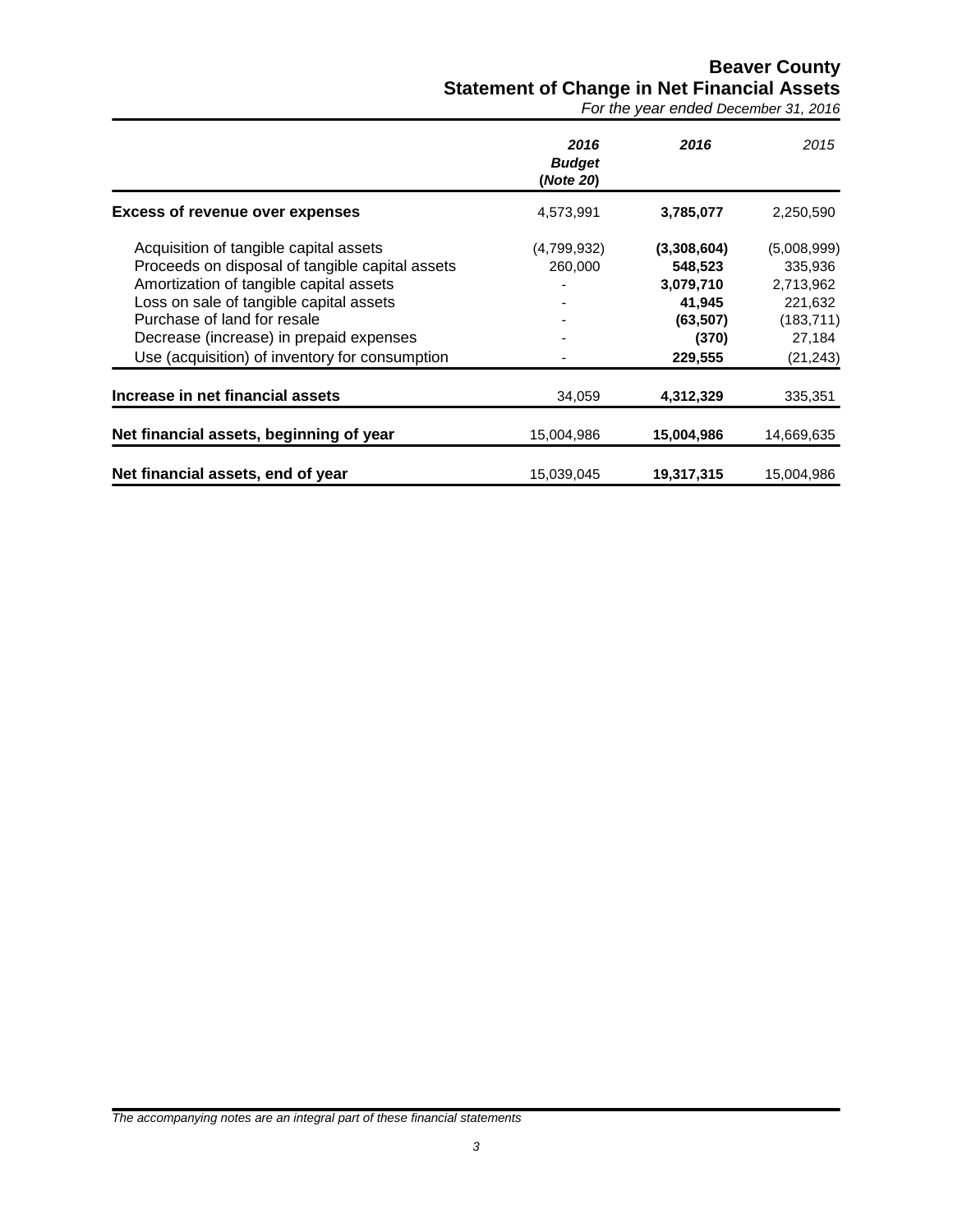# Beaver County

## Statement of Change in Net Financial Assets

*For the year ended December 31, 2016*

| | ***2016 Budget (Note 20)*** | ***2016*** | *2015* |
|---|---|---|---|
| **Excess of revenue over expenses** | 4,573,991 | **3,785,077** | 2,250,590 |
| Acquisition of tangible capital assets | (4,799,932) | **(3,308,604)** | (5,008,999) |
| Proceeds on disposal of tangible capital assets | 260,000 | **548,523** | 335,936 |
| Amortization of tangible capital assets | - | **3,079,710** | 2,713,962 |
| Loss on sale of tangible capital assets | - | **41,945** | 221,632 |
| Purchase of land for resale | - | **(63,507)** | (183,711) |
| Decrease (increase) in prepaid expenses | - | **(370)** | 27,184 |
| Use (acquisition) of inventory for consumption | - | **229,555** | (21,243) |
| **Increase in net financial assets** | 34,059 | **4,312,329** | 335,351 |
| **Net financial assets, beginning of year** | 15,004,986 | **15,004,986** | 14,669,635 |
| **Net financial assets, end of year** | 15,039,045 | **19,317,315** | 15,004,986 |

*The accompanying notes are an integral part of these financial statements*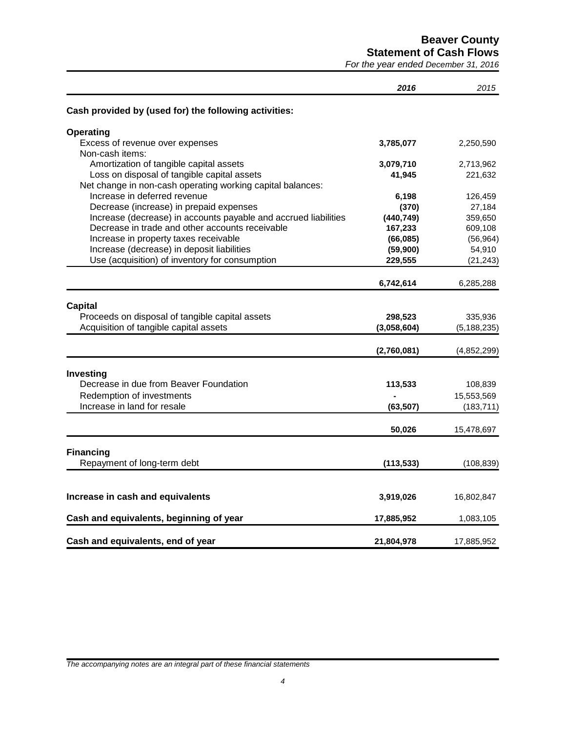# Beaver County
## Statement of Cash Flows
*For the year ended December 31, 2016*

| | *2016* | *2015* |
|---|---|---|
| **Cash provided by (used for) the following activities:** | | |
| **Operating** | | |
| Excess of revenue over expenses | **3,785,077** | 2,250,590 |
| Non-cash items: | | |
| Amortization of tangible capital assets | **3,079,710** | 2,713,962 |
| Loss on disposal of tangible capital assets | **41,945** | 221,632 |
| Net change in non-cash operating working capital balances: | | |
| Increase in deferred revenue | **6,198** | 126,459 |
| Decrease (increase) in prepaid expenses | **(370)** | 27,184 |
| Increase (decrease) in accounts payable and accrued liabilities | **(440,749)** | 359,650 |
| Decrease in trade and other accounts receivable | **167,233** | 609,108 |
| Increase in property taxes receivable | **(66,085)** | (56,964) |
| Increase (decrease) in deposit liabilities | **(59,900)** | 54,910 |
| Use (acquisition) of inventory for consumption | **229,555** | (21,243) |
| | **6,742,614** | 6,285,288 |
| **Capital** | | |
| Proceeds on disposal of tangible capital assets | **298,523** | 335,936 |
| Acquisition of tangible capital assets | **(3,058,604)** | (5,188,235) |
| | **(2,760,081)** | (4,852,299) |
| **Investing** | | |
| Decrease in due from Beaver Foundation | **113,533** | 108,839 |
| Redemption of investments | **-** | 15,553,569 |
| Increase in land for resale | **(63,507)** | (183,711) |
| | **50,026** | 15,478,697 |
| **Financing** | | |
| Repayment of long-term debt | **(113,533)** | (108,839) |
| **Increase in cash and equivalents** | **3,919,026** | 16,802,847 |
| **Cash and equivalents, beginning of year** | **17,885,952** | 1,083,105 |
| **Cash and equivalents, end of year** | **21,804,978** | 17,885,952 |

*The accompanying notes are an integral part of these financial statements*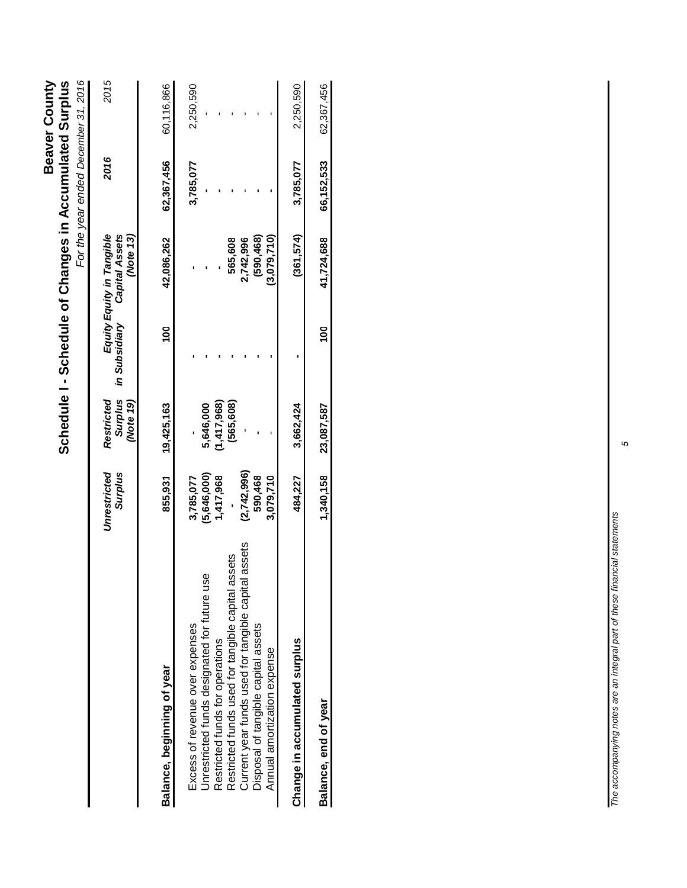# Beaver County

## Schedule I - Schedule of Changes in Accumulated Surplus

*For the year ended December 31, 2016*

| | *Unrestricted Surplus* | *Restricted Surplus (Note 19)* | *Equity in Subsidiary* | *Equity in Tangible Capital Assets (Note 13)* | *2016* | *2015* |
|---|---|---|---|---|---|---|
| **Balance, beginning of year** | **855,931** | **19,425,163** | **100** | **42,086,262** | **62,367,456** | 60,116,866 |
| Excess of revenue over expenses | **3,785,077** | **-** | **-** | **-** | **3,785,077** | 2,250,590 |
| Unrestricted funds designated for future use | **(5,646,000)** | **5,646,000** | **-** | **-** | **-** | - |
| Restricted funds for operations | **1,417,968** | **(1,417,968)** | **-** | **-** | **-** | - |
| Restricted funds used for tangible capital assets | **-** | **(565,608)** | **-** | **565,608** | **-** | - |
| Current year funds used for tangible capital assets | **(2,742,996)** | **-** | **-** | **2,742,996** | **-** | - |
| Disposal of tangible capital assets | **590,468** | **-** | **-** | **(590,468)** | **-** | - |
| Annual amortization expense | **3,079,710** | **-** | **-** | **(3,079,710)** | **-** | - |
| **Change in accumulated surplus** | **484,227** | **3,662,424** | **-** | **(361,574)** | **3,785,077** | 2,250,590 |
| **Balance, end of year** | **1,340,158** | **23,087,587** | **100** | **41,724,688** | **66,152,533** | 62,367,456 |

*The accompanying notes are an integral part of these financial statements*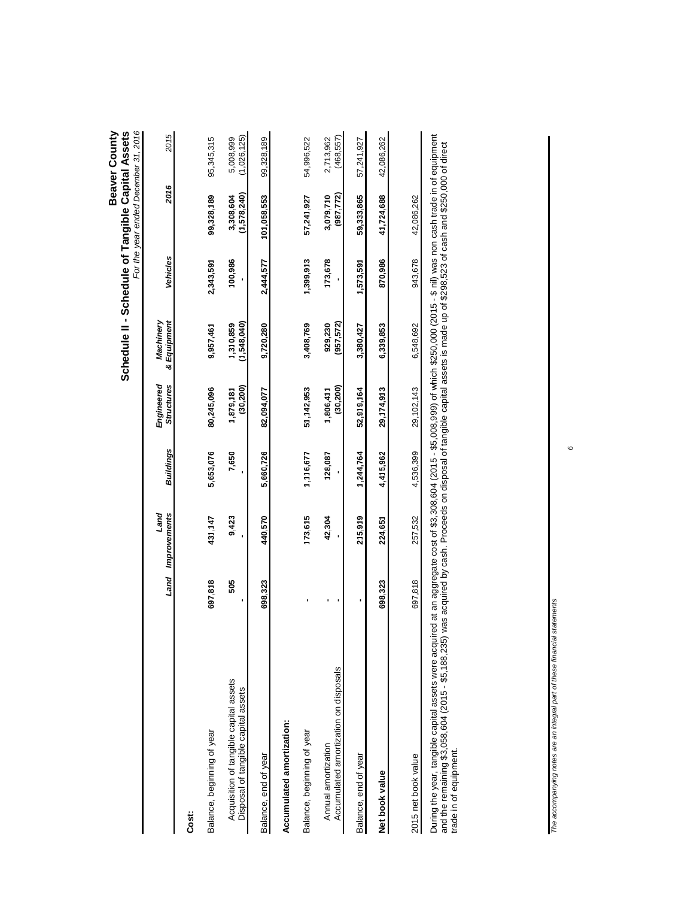# Beaver County

## Schedule II - Schedule of Tangible Capital Assets

*For the year ended December 31, 2016*

| | Land | Land Improvements | Buildings | Engineered Structures | Machinery & Equipment | Vehicles | 2016 | 2015 |
|---|---|---|---|---|---|---|---|---|
| **Cost:** | | | | | | | | |
| Balance, beginning of year | 697,818 | 431,147 | 5,653,076 | 80,245,096 | 9,957,461 | 2,343,591 | 99,328,189 | 95,345,315 |
| Acquisition of tangible capital assets | 505 | 9,423 | 7,650 | 1,879,181 | 1,310,859 | 100,986 | 3,308,604 | 5,008,999 |
| Disposal of tangible capital assets | - | - | - | (30,200) | (1,548,040) | - | (1,578,240) | (1,026,125) |
| Balance, end of year | 698,323 | 440,570 | 5,660,726 | 82,094,077 | 9,720,280 | 2,444,577 | 101,058,553 | 99,328,189 |
| **Accumulated amortization:** | | | | | | | | |
| Balance, beginning of year | - | 173,615 | 1,116,677 | 51,142,953 | 3,408,769 | 1,399,913 | 57,241,927 | 54,996,522 |
| Annual amortization | - | 42,304 | 128,087 | 1,806,411 | 929,230 | 173,678 | 3,079,710 | 2,713,962 |
| Accumulated amortization on disposals | - | - | - | (30,200) | (957,572) | - | (987,772) | (468,557) |
| Balance, end of year | - | 215,919 | 1,244,764 | 52,919,164 | 3,380,427 | 1,573,591 | 59,333,865 | 57,241,927 |
| **Net book value** | 698,323 | 224,651 | 4,415,962 | 29,174,913 | 6,339,853 | 870,986 | 41,724,688 | 42,086,262 |
| 2015 net book value | 697,818 | 257,532 | 4,536,399 | 29,102,143 | 6,548,692 | 943,678 | 42,086,262 | |

During the year, tangible capital assets were acquired at an aggregate cost of $3,308,604 (2015 - $5,008 999) of which $250,000 (2015 - $ nil) was non cash trade in of equipment and the remaining $3,058,604 (2015 - $5,188,235) was acquired by cash. Proceeds on disposal of tangible capital assets is made up of $298,523 of cash and $250,000 of direct trade in of equipment.

*The accompanying notes are an integral part of these financial statements*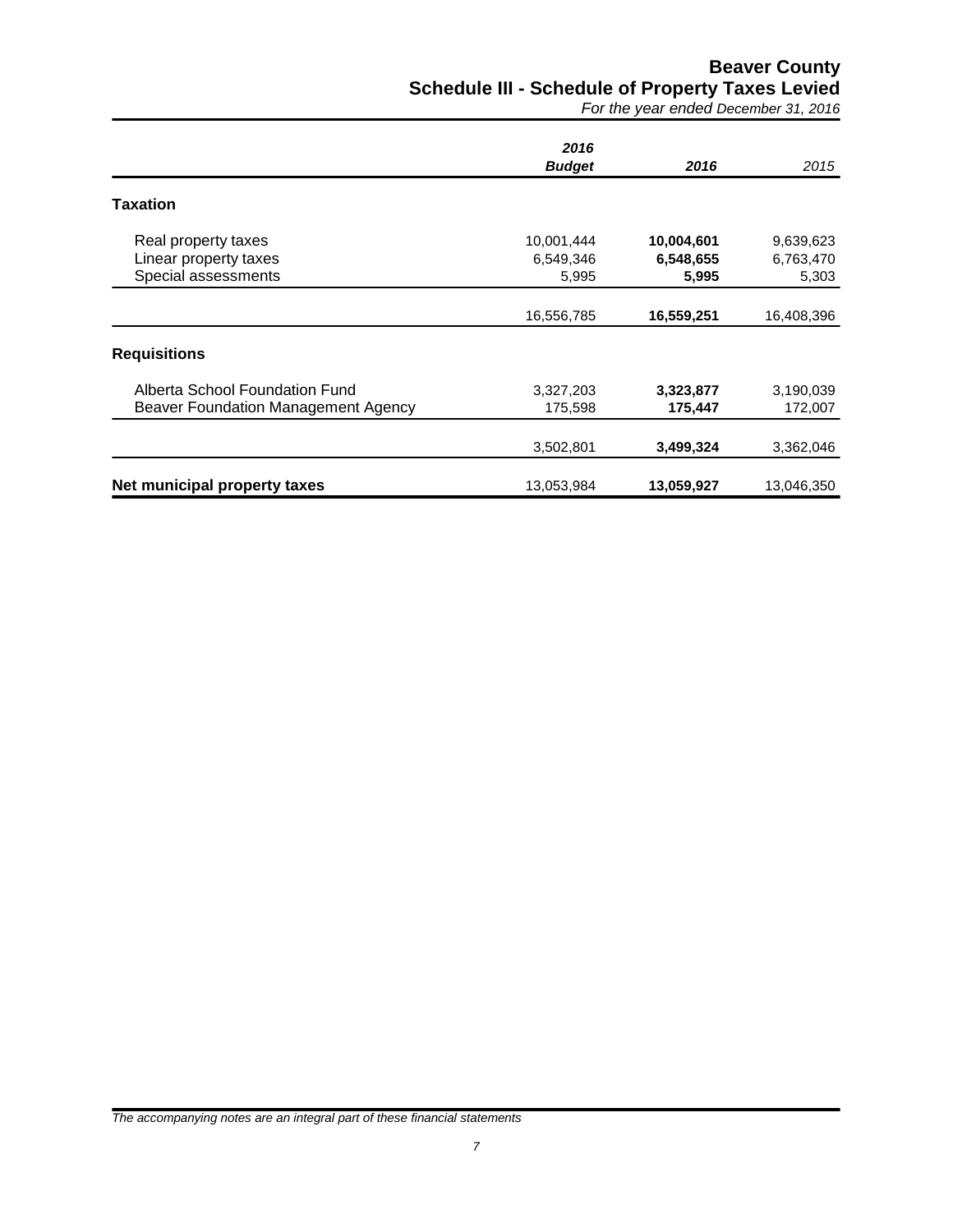# Beaver County
## Schedule III - Schedule of Property Taxes Levied
*For the year ended December 31, 2016*

| | *2016 Budget* | *2016* | *2015* |
|---|---|---|---|
| **Taxation** | | | |
| Real property taxes | 10,001,444 | **10,004,601** | 9,639,623 |
| Linear property taxes | 6,549,346 | **6,548,655** | 6,763,470 |
| Special assessments | 5,995 | **5,995** | 5,303 |
| | 16,556,785 | **16,559,251** | 16,408,396 |
| **Requisitions** | | | |
| Alberta School Foundation Fund | 3,327,203 | **3,323,877** | 3,190,039 |
| Beaver Foundation Management Agency | 175,598 | **175,447** | 172,007 |
| | 3,502,801 | **3,499,324** | 3,362,046 |
| **Net municipal property taxes** | 13,053,984 | **13,059,927** | 13,046,350 |

*The accompanying notes are an integral part of these financial statements*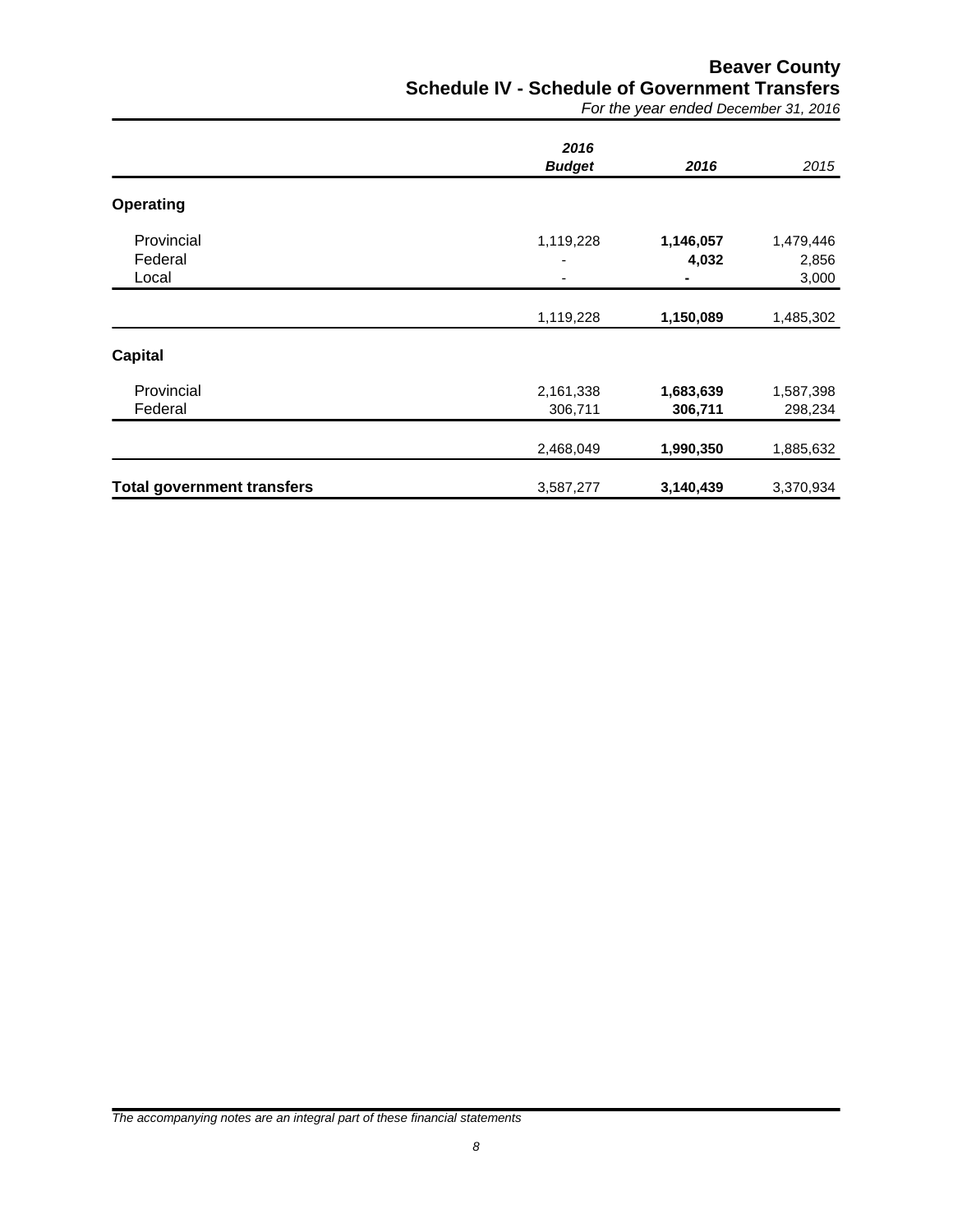# Beaver County
## Schedule IV - Schedule of Government Transfers
*For the year ended December 31, 2016*

| | 2016 Budget | 2016 | 2015 |
|---|---|---|---|
| **Operating** | | | |
| Provincial | 1,119,228 | **1,146,057** | 1,479,446 |
| Federal | - | **4,032** | 2,856 |
| Local | - | **-** | 3,000 |
| | 1,119,228 | **1,150,089** | 1,485,302 |
| **Capital** | | | |
| Provincial | 2,161,338 | **1,683,639** | 1,587,398 |
| Federal | 306,711 | **306,711** | 298,234 |
| | 2,468,049 | **1,990,350** | 1,885,632 |
| **Total government transfers** | 3,587,277 | **3,140,439** | 3,370,934 |

*The accompanying notes are an integral part of these financial statements*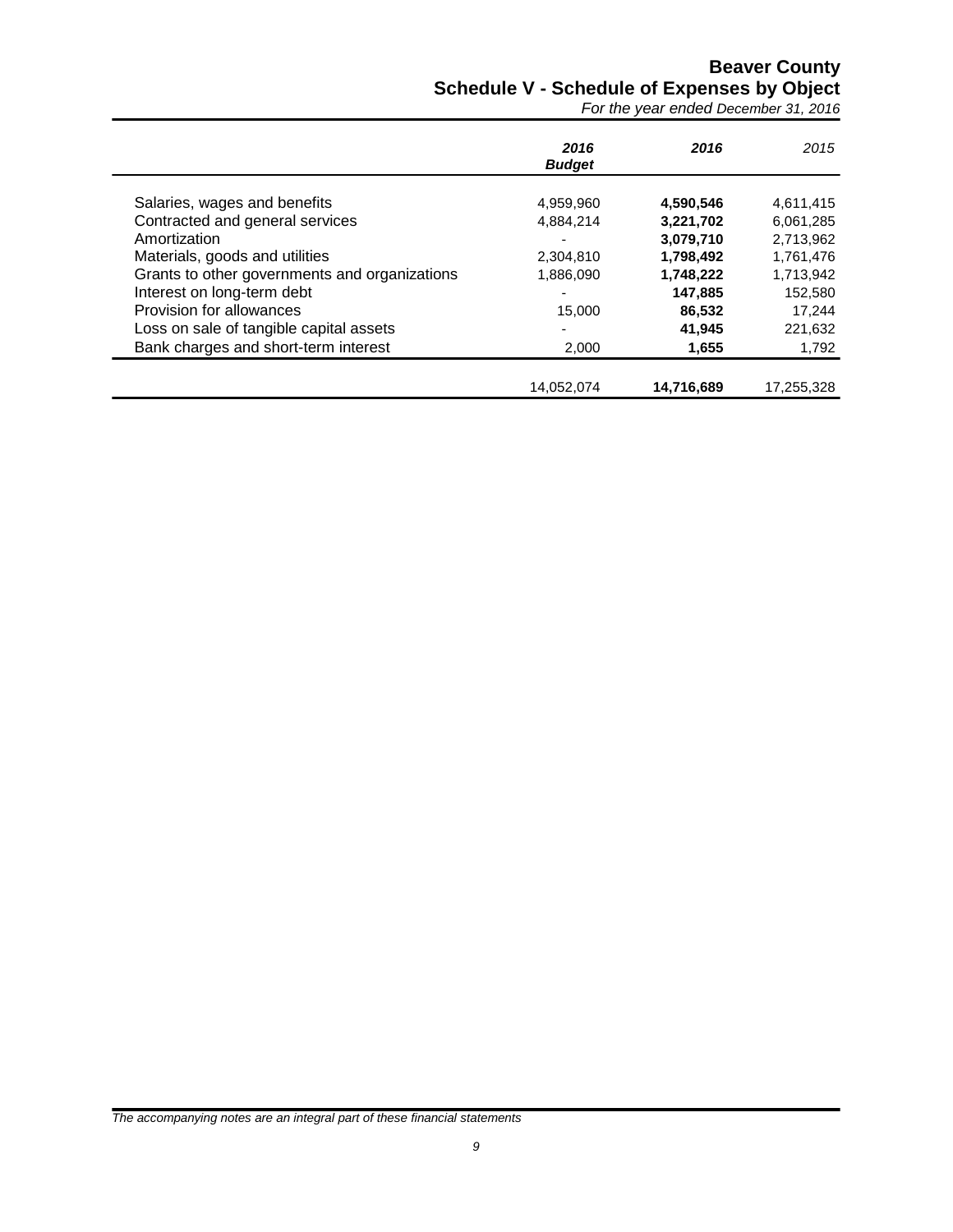# Beaver County
## Schedule V - Schedule of Expenses by Object
*For the year ended December 31, 2016*

| | *2016 Budget* | *2016* | *2015* |
|---|---|---|---|
| Salaries, wages and benefits | 4,959,960 | **4,590,546** | 4,611,415 |
| Contracted and general services | 4,884,214 | **3,221,702** | 6,061,285 |
| Amortization | - | **3,079,710** | 2,713,962 |
| Materials, goods and utilities | 2,304,810 | **1,798,492** | 1,761,476 |
| Grants to other governments and organizations | 1,886,090 | **1,748,222** | 1,713,942 |
| Interest on long-term debt | - | **147,885** | 152,580 |
| Provision for allowances | 15,000 | **86,532** | 17,244 |
| Loss on sale of tangible capital assets | - | **41,945** | 221,632 |
| Bank charges and short-term interest | 2,000 | **1,655** | 1,792 |
| | 14,052,074 | **14,716,689** | 17,255,328 |

*The accompanying notes are an integral part of these financial statements*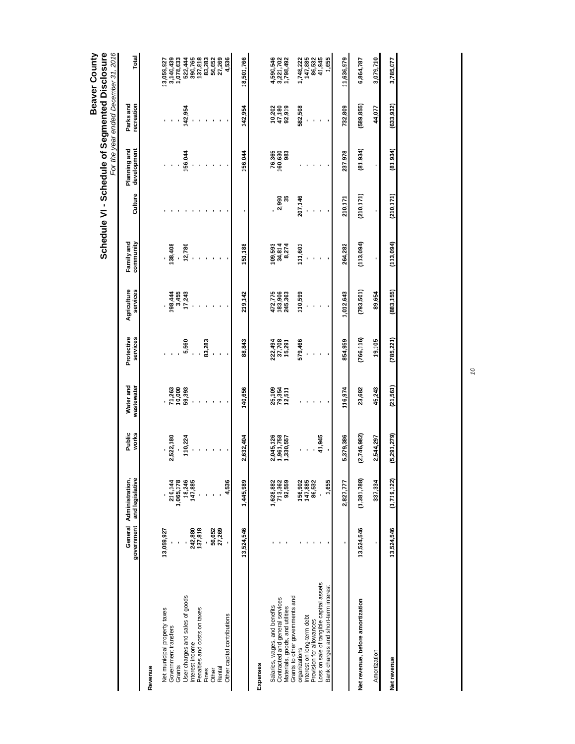# Beaver County

## Schedule VI - Schedule of Segmented Disclosure

*For the year ended December 31, 2016*

| | General government | Administration, and legislative | Public works | Water and wastewater | Protective services | Agriculture services | Family and community | Culture | Planning and development | Parks and recreation | Total |
|---|---|---|---|---|---|---|---|---|---|---|---|
| **Revenue** | | | | | | | | | | | |
| Net municipal property taxes | 13,059,927 | - | - | - | - | - | - | - | - | - | 13,059,927 |
| Government transfers | - | 210,144 | 2,522,180 | 71,263 | - | 198,444 | 138,408 | - | - | - | 3,140,439 |
| Grants | - | 1,065,178 | - | 10,000 | - | 3,455 | - | - | - | - | 1,078,633 |
| User charges and sales of goods | - | 18,246 | 110,224 | 59,393 | 5,560 | 17,243 | 12,780 | - | 156,044 | 142,954 | 522,444 |
| Interest income | 242,880 | 147,885 | - | - | - | - | - | - | - | - | 390,765 |
| Penalties and costs on taxes | 137,818 | - | - | - | - | - | - | - | - | - | 137,818 |
| Fines | - | - | - | - | 83,283 | - | - | - | - | - | 83,283 |
| Other | 56,652 | - | - | - | - | - | - | - | - | - | 56,652 |
| Rental | 27,269 | - | - | - | - | - | - | - | - | - | 27,269 |
| Other capital contributions | - | 4,536 | - | - | - | - | - | - | - | - | 4,536 |
| | 13,524,546 | 1,445,989 | 2,632,404 | 140,656 | 88,843 | 219,142 | 151,188 | - | 156,044 | 142,954 | 18,501,766 |
| **Expenses** | | | | | | | | | | | |
| Salaries, wages, and benefits | - | 1,628,882 | 2,045,126 | 25,109 | 222,494 | 472,775 | 109,593 | - | 76,365 | 10,202 | 4,590,546 |
| Contracted and general services | - | 713,362 | 1,961,758 | 79,354 | 37,708 | 183,906 | 34,814 | 2,950 | 160,630 | 47,180 | 3,221,702 |
| Materials, goods, and utilities | - | 92,559 | 1,330,557 | 12,511 | 15,291 | 245,363 | 8,274 | 35 | 983 | 92,919 | 1,798,492 |
| Grants to other governments and organizations | - | 156,902 | - | - | 579,466 | 110,599 | 111,601 | 207,146 | - | 582,508 | 1,748,222 |
| Interest on long-term debt | - | 147,885 | - | - | - | - | - | - | - | - | 147,885 |
| Provision for allowances | - | 86,532 | - | - | - | - | - | - | - | - | 86,532 |
| Loss on sale of tangible capital assets | - | - | 41,945 | - | - | - | - | - | - | - | 41,945 |
| Bank charges and short-term interest | - | 1,655 | - | - | - | - | - | - | - | - | 1,655 |
| | - | 2,827,777 | 5,379,386 | 116,974 | 854,959 | 1,012,643 | 264,282 | 210,171 | 237,978 | 732,809 | 11,636,979 |
| **Net revenue, before amortization** | 13,524,546 | (1,381,788) | (2,746,982) | 23,682 | (766,116) | (793,501) | (113,094) | (210,171) | (81,934) | (589,855) | 6,864,787 |
| Amortization | - | 337,334 | 2,544,297 | 45,243 | 19,105 | 89,654 | - | - | - | 44,077 | 3,079,710 |
| **Net revenue** | 13,524,546 | (1,719,122) | (5,291,279) | (21,561) | (785,221) | (883,155) | (113,094) | (210,171) | (81,934) | (633,932) | 3,785,077 |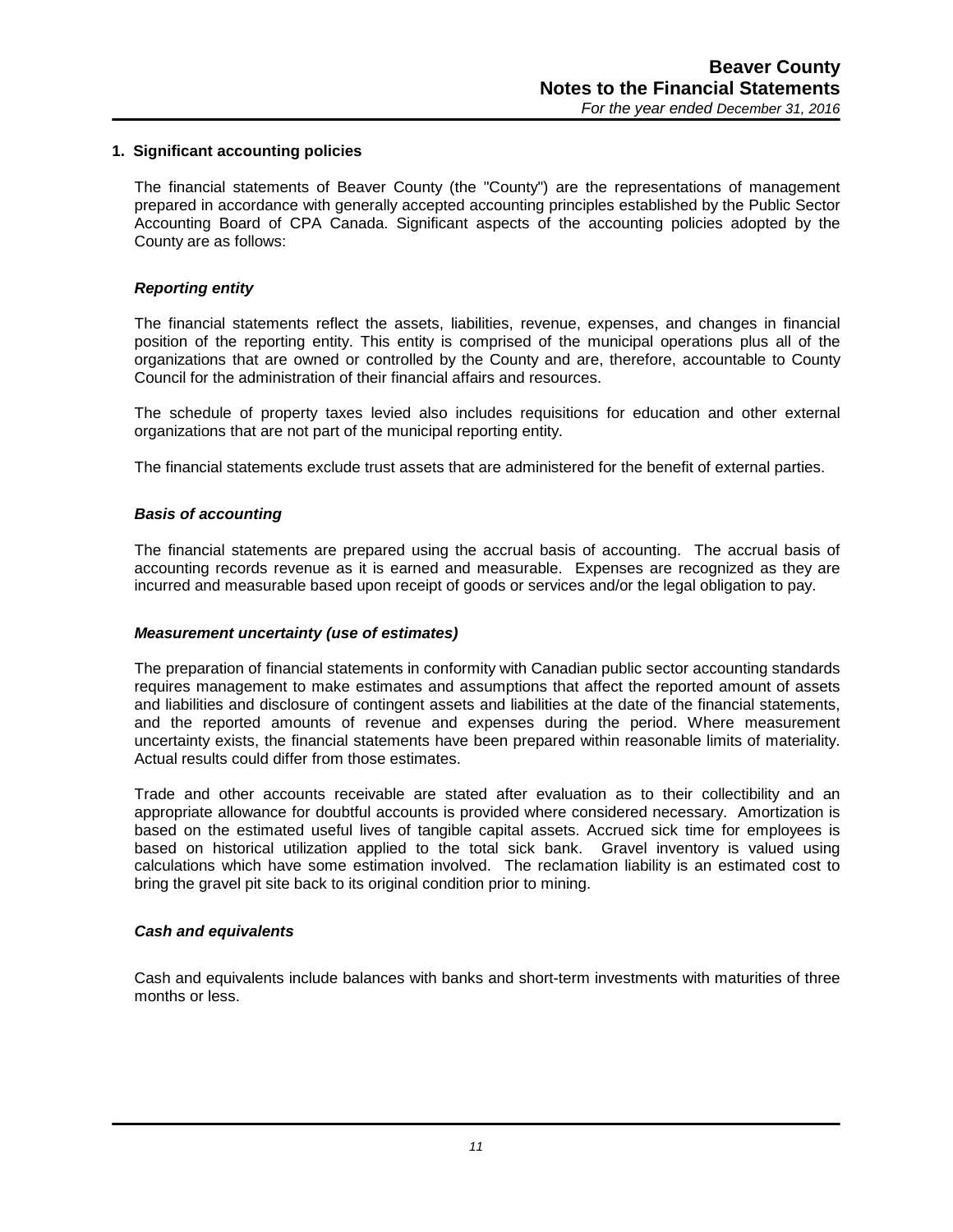## 1. Significant accounting policies

The financial statements of Beaver County (the "County") are the representations of management prepared in accordance with generally accepted accounting principles established by the Public Sector Accounting Board of CPA Canada. Significant aspects of the accounting policies adopted by the County are as follows:

### *Reporting entity*

The financial statements reflect the assets, liabilities, revenue, expenses, and changes in financial position of the reporting entity. This entity is comprised of the municipal operations plus all of the organizations that are owned or controlled by the County and are, therefore, accountable to County Council for the administration of their financial affairs and resources.

The schedule of property taxes levied also includes requisitions for education and other external organizations that are not part of the municipal reporting entity.

The financial statements exclude trust assets that are administered for the benefit of external parties.

### *Basis of accounting*

The financial statements are prepared using the accrual basis of accounting. The accrual basis of accounting records revenue as it is earned and measurable. Expenses are recognized as they are incurred and measurable based upon receipt of goods or services and/or the legal obligation to pay.

### *Measurement uncertainty (use of estimates)*

The preparation of financial statements in conformity with Canadian public sector accounting standards requires management to make estimates and assumptions that affect the reported amount of assets and liabilities and disclosure of contingent assets and liabilities at the date of the financial statements, and the reported amounts of revenue and expenses during the period. Where measurement uncertainty exists, the financial statements have been prepared within reasonable limits of materiality. Actual results could differ from those estimates.

Trade and other accounts receivable are stated after evaluation as to their collectibility and an appropriate allowance for doubtful accounts is provided where considered necessary. Amortization is based on the estimated useful lives of tangible capital assets. Accrued sick time for employees is based on historical utilization applied to the total sick bank. Gravel inventory is valued using calculations which have some estimation involved. The reclamation liability is an estimated cost to bring the gravel pit site back to its original condition prior to mining.

### *Cash and equivalents*

Cash and equivalents include balances with banks and short-term investments with maturities of three months or less.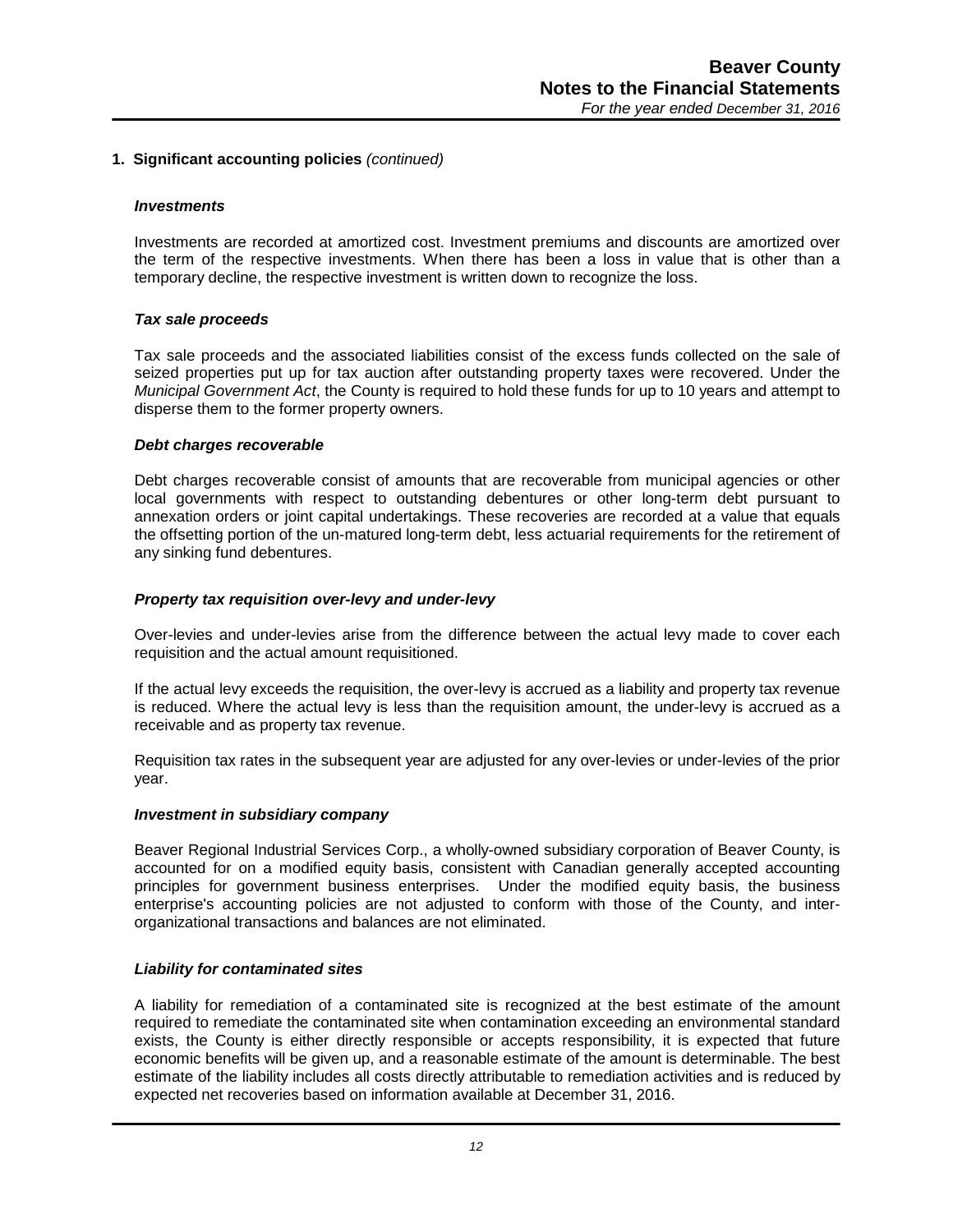## 1. Significant accounting policies *(continued)*

### *Investments*

Investments are recorded at amortized cost. Investment premiums and discounts are amortized over the term of the respective investments. When there has been a loss in value that is other than a temporary decline, the respective investment is written down to recognize the loss.

### *Tax sale proceeds*

Tax sale proceeds and the associated liabilities consist of the excess funds collected on the sale of seized properties put up for tax auction after outstanding property taxes were recovered. Under the *Municipal Government Act*, the County is required to hold these funds for up to 10 years and attempt to disperse them to the former property owners.

### *Debt charges recoverable*

Debt charges recoverable consist of amounts that are recoverable from municipal agencies or other local governments with respect to outstanding debentures or other long-term debt pursuant to annexation orders or joint capital undertakings. These recoveries are recorded at a value that equals the offsetting portion of the un-matured long-term debt, less actuarial requirements for the retirement of any sinking fund debentures.

### *Property tax requisition over-levy and under-levy*

Over-levies and under-levies arise from the difference between the actual levy made to cover each requisition and the actual amount requisitioned.

If the actual levy exceeds the requisition, the over-levy is accrued as a liability and property tax revenue is reduced. Where the actual levy is less than the requisition amount, the under-levy is accrued as a receivable and as property tax revenue.

Requisition tax rates in the subsequent year are adjusted for any over-levies or under-levies of the prior year.

### *Investment in subsidiary company*

Beaver Regional Industrial Services Corp., a wholly-owned subsidiary corporation of Beaver County, is accounted for on a modified equity basis, consistent with Canadian generally accepted accounting principles for government business enterprises. Under the modified equity basis, the business enterprise's accounting policies are not adjusted to conform with those of the County, and inter-organizational transactions and balances are not eliminated.

### *Liability for contaminated sites*

A liability for remediation of a contaminated site is recognized at the best estimate of the amount required to remediate the contaminated site when contamination exceeding an environmental standard exists, the County is either directly responsible or accepts responsibility, it is expected that future economic benefits will be given up, and a reasonable estimate of the amount is determinable. The best estimate of the liability includes all costs directly attributable to remediation activities and is reduced by expected net recoveries based on information available at December 31, 2016.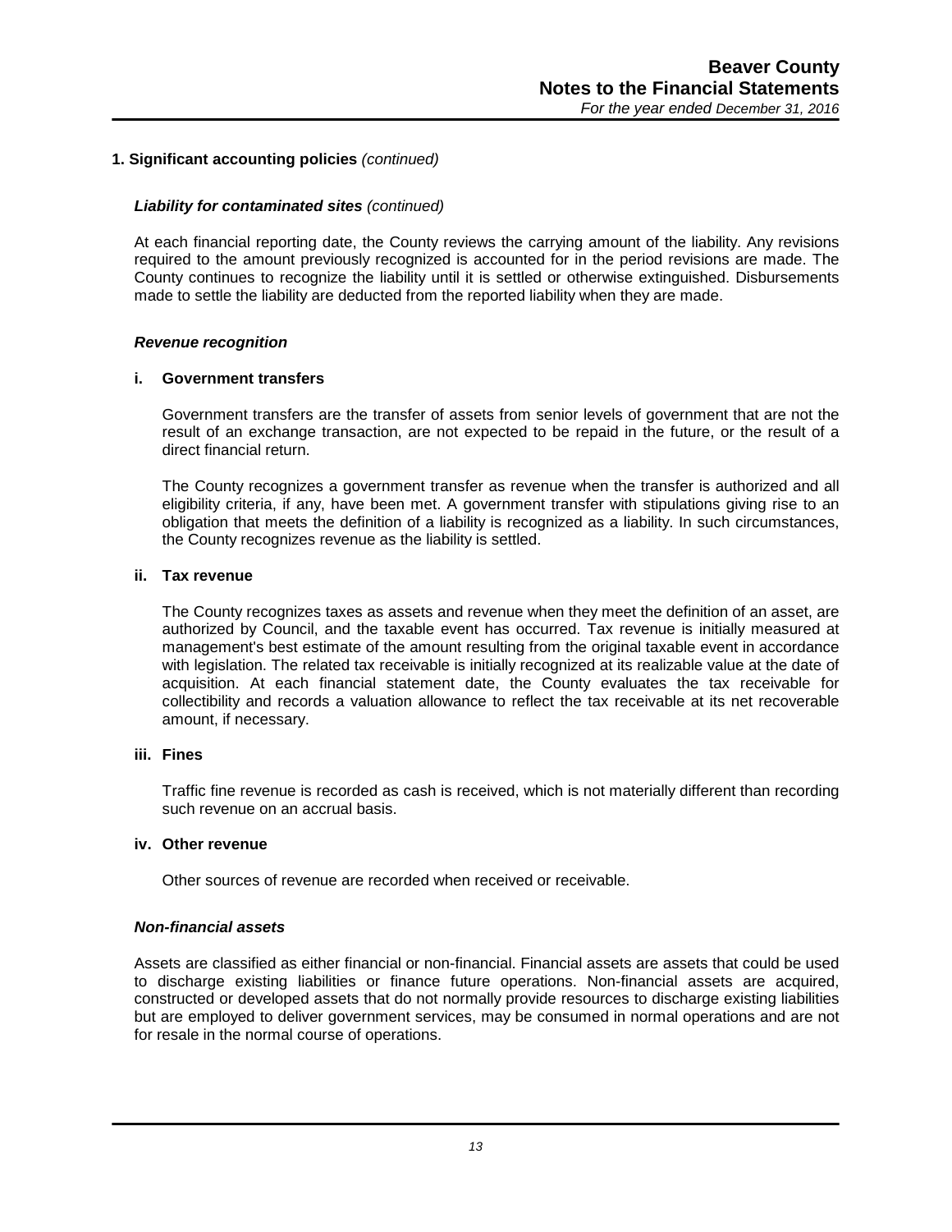## 1. Significant accounting policies *(continued)*

### *Liability for contaminated sites (continued)*

At each financial reporting date, the County reviews the carrying amount of the liability. Any revisions required to the amount previously recognized is accounted for in the period revisions are made. The County continues to recognize the liability until it is settled or otherwise extinguished. Disbursements made to settle the liability are deducted from the reported liability when they are made.

### *Revenue recognition*

**i. Government transfers**

Government transfers are the transfer of assets from senior levels of government that are not the result of an exchange transaction, are not expected to be repaid in the future, or the result of a direct financial return.

The County recognizes a government transfer as revenue when the transfer is authorized and all eligibility criteria, if any, have been met. A government transfer with stipulations giving rise to an obligation that meets the definition of a liability is recognized as a liability. In such circumstances, the County recognizes revenue as the liability is settled.

**ii. Tax revenue**

The County recognizes taxes as assets and revenue when they meet the definition of an asset, are authorized by Council, and the taxable event has occurred. Tax revenue is initially measured at management's best estimate of the amount resulting from the original taxable event in accordance with legislation. The related tax receivable is initially recognized at its realizable value at the date of acquisition. At each financial statement date, the County evaluates the tax receivable for collectibility and records a valuation allowance to reflect the tax receivable at its net recoverable amount, if necessary.

**iii. Fines**

Traffic fine revenue is recorded as cash is received, which is not materially different than recording such revenue on an accrual basis.

**iv. Other revenue**

Other sources of revenue are recorded when received or receivable.

### *Non-financial assets*

Assets are classified as either financial or non-financial. Financial assets are assets that could be used to discharge existing liabilities or finance future operations. Non-financial assets are acquired, constructed or developed assets that do not normally provide resources to discharge existing liabilities but are employed to deliver government services, may be consumed in normal operations and are not for resale in the normal course of operations.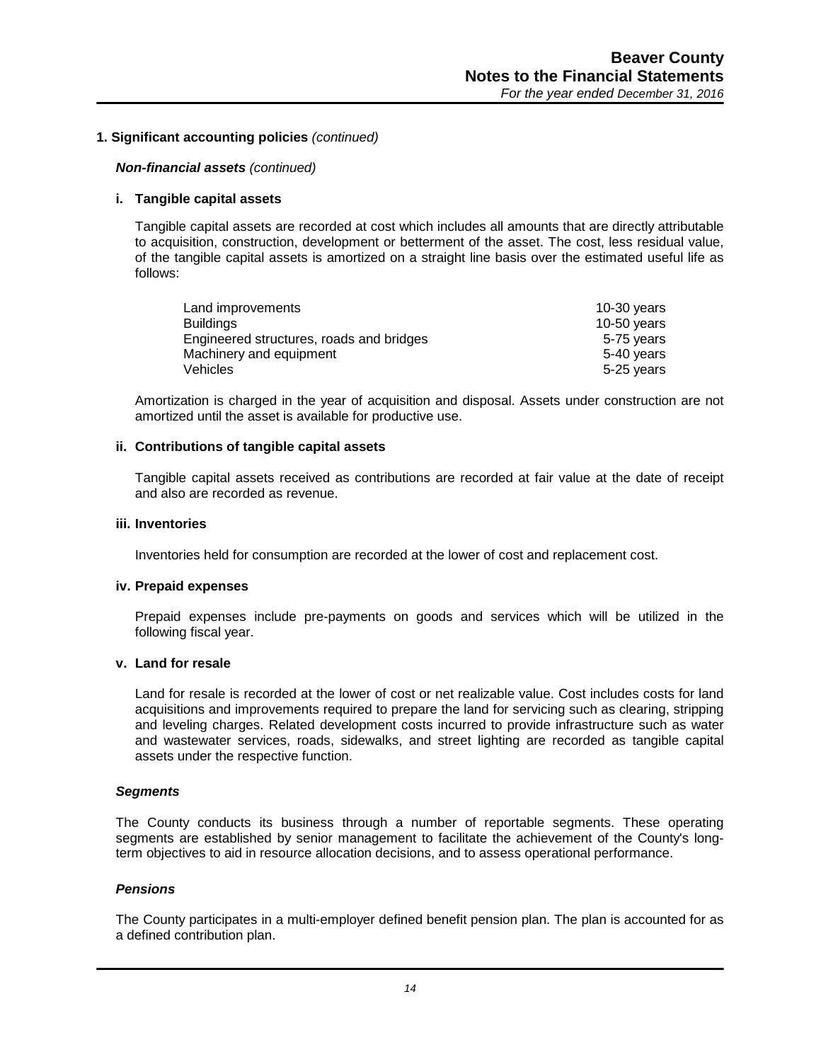## 1. Significant accounting policies *(continued)*

***Non-financial assets*** *(continued)*

### i. Tangible capital assets

Tangible capital assets are recorded at cost which includes all amounts that are directly attributable to acquisition, construction, development or betterment of the asset. The cost, less residual value, of the tangible capital assets is amortized on a straight line basis over the estimated useful life as follows:

| | |
|---|---|
| Land improvements | 10-30 years |
| Buildings | 10-50 years |
| Engineered structures, roads and bridges | 5-75 years |
| Machinery and equipment | 5-40 years |
| Vehicles | 5-25 years |

Amortization is charged in the year of acquisition and disposal. Assets under construction are not amortized until the asset is available for productive use.

### ii. Contributions of tangible capital assets

Tangible capital assets received as contributions are recorded at fair value at the date of receipt and also are recorded as revenue.

### iii. Inventories

Inventories held for consumption are recorded at the lower of cost and replacement cost.

### iv. Prepaid expenses

Prepaid expenses include pre-payments on goods and services which will be utilized in the following fiscal year.

### v. Land for resale

Land for resale is recorded at the lower of cost or net realizable value. Cost includes costs for land acquisitions and improvements required to prepare the land for servicing such as clearing, stripping and leveling charges. Related development costs incurred to provide infrastructure such as water and wastewater services, roads, sidewalks, and street lighting are recorded as tangible capital assets under the respective function.

***Segments***

The County conducts its business through a number of reportable segments. These operating segments are established by senior management to facilitate the achievement of the County's long-term objectives to aid in resource allocation decisions, and to assess operational performance.

***Pensions***

The County participates in a multi-employer defined benefit pension plan. The plan is accounted for as a defined contribution plan.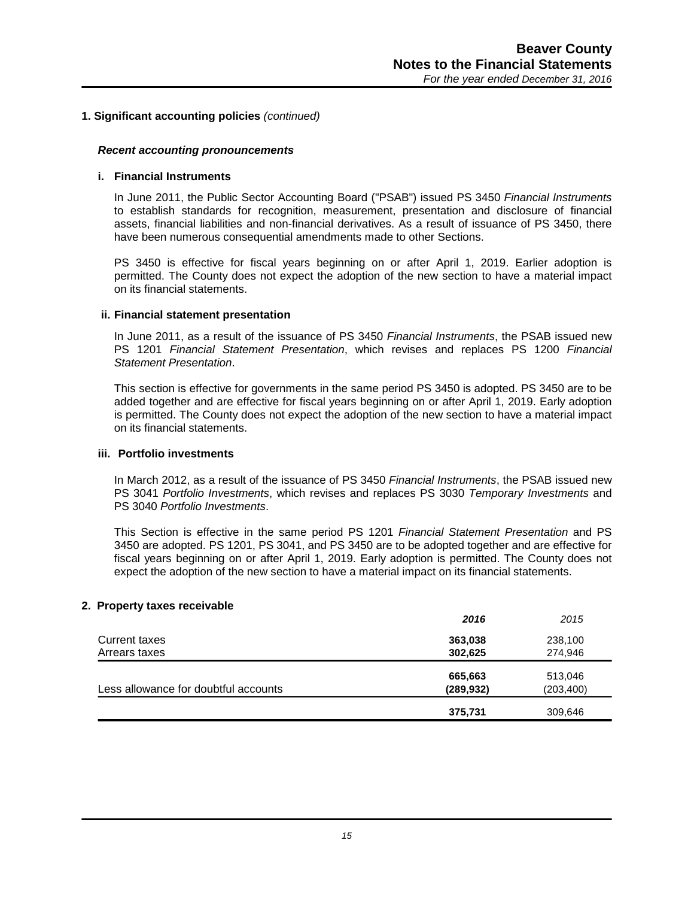## 1. Significant accounting policies *(continued)*

### *Recent accounting pronouncements*

**i. Financial Instruments**

In June 2011, the Public Sector Accounting Board ("PSAB") issued PS 3450 *Financial Instruments* to establish standards for recognition, measurement, presentation and disclosure of financial assets, financial liabilities and non-financial derivatives. As a result of issuance of PS 3450, there have been numerous consequential amendments made to other Sections.

PS 3450 is effective for fiscal years beginning on or after April 1, 2019. Earlier adoption is permitted. The County does not expect the adoption of the new section to have a material impact on its financial statements.

**ii. Financial statement presentation**

In June 2011, as a result of the issuance of PS 3450 *Financial Instruments*, the PSAB issued new PS 1201 *Financial Statement Presentation*, which revises and replaces PS 1200 *Financial Statement Presentation*.

This section is effective for governments in the same period PS 3450 is adopted. PS 3450 are to be added together and are effective for fiscal years beginning on or after April 1, 2019. Early adoption is permitted. The County does not expect the adoption of the new section to have a material impact on its financial statements.

**iii. Portfolio investments**

In March 2012, as a result of the issuance of PS 3450 *Financial Instruments*, the PSAB issued new PS 3041 *Portfolio Investments*, which revises and replaces PS 3030 *Temporary Investments* and PS 3040 *Portfolio Investments*.

This Section is effective in the same period PS 1201 *Financial Statement Presentation* and PS 3450 are adopted. PS 1201, PS 3041, and PS 3450 are to be adopted together and are effective for fiscal years beginning on or after April 1, 2019. Early adoption is permitted. The County does not expect the adoption of the new section to have a material impact on its financial statements.

## 2. Property taxes receivable

| | **2016** | 2015 |
|---|---|---|
| Current taxes | **363,038** | 238,100 |
| Arrears taxes | **302,625** | 274,946 |
| | **665,663** | 513,046 |
| Less allowance for doubtful accounts | **(289,932)** | (203,400) |
| | **375,731** | 309,646 |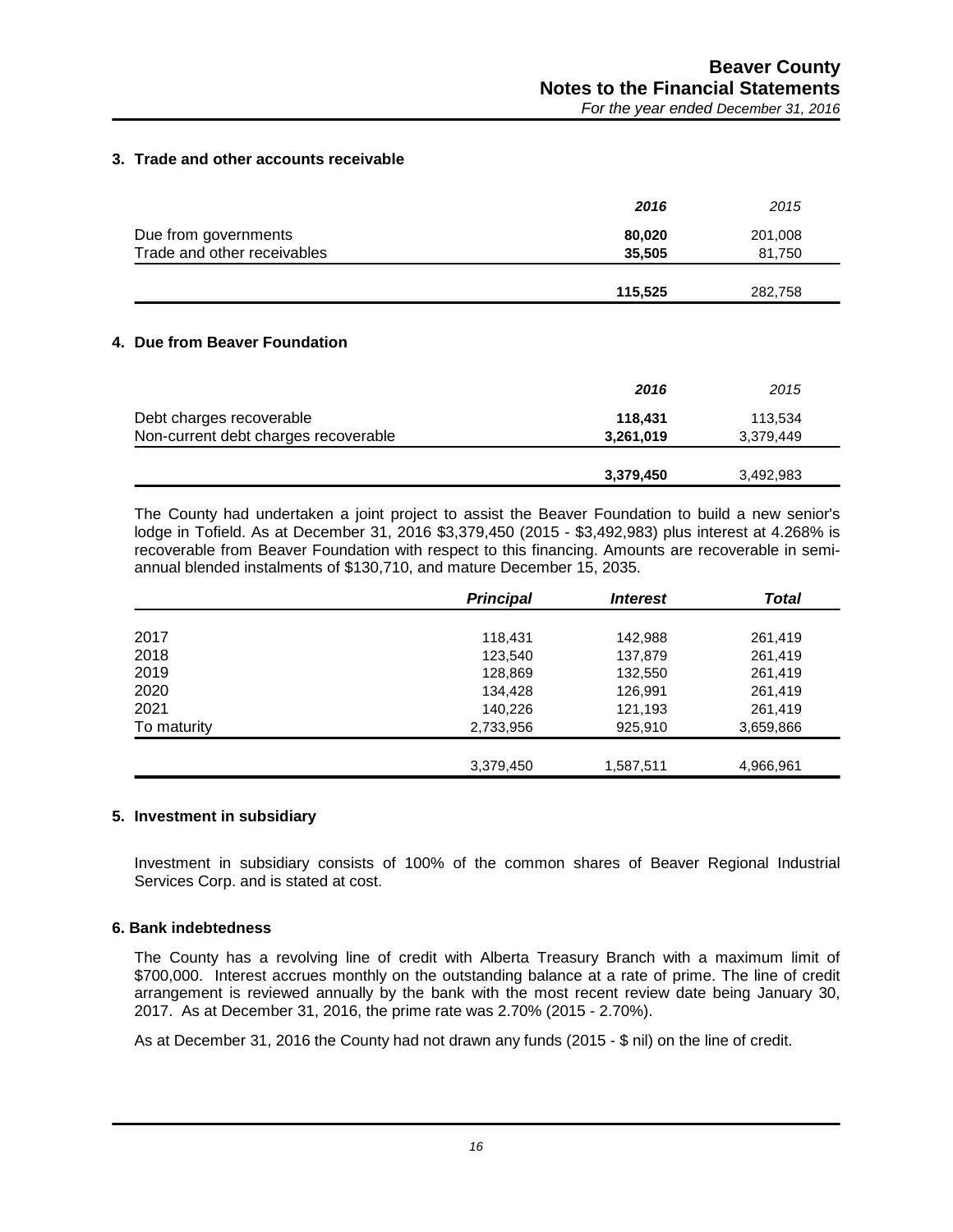### 3. Trade and other accounts receivable

| | **2016** | 2015 |
|---|---|---|
| Due from governments | **80,020** | 201,008 |
| Trade and other receivables | **35,505** | 81,750 |
| | **115,525** | 282,758 |

### 4. Due from Beaver Foundation

| | **2016** | 2015 |
|---|---|---|
| Debt charges recoverable | **118,431** | 113,534 |
| Non-current debt charges recoverable | **3,261,019** | 3,379,449 |
| | **3,379,450** | 3,492,983 |

The County had undertaken a joint project to assist the Beaver Foundation to build a new senior's lodge in Tofield. As at December 31, 2016 $3,379,450 (2015 - $3,492,983) plus interest at 4.268% is recoverable from Beaver Foundation with respect to this financing. Amounts are recoverable in semi-annual blended instalments of $130,710, and mature December 15, 2035.

| | ***Principal*** | ***Interest*** | ***Total*** |
|---|---|---|---|
| 2017 | 118,431 | 142,988 | 261,419 |
| 2018 | 123,540 | 137,879 | 261,419 |
| 2019 | 128,869 | 132,550 | 261,419 |
| 2020 | 134,428 | 126,991 | 261,419 |
| 2021 | 140,226 | 121,193 | 261,419 |
| To maturity | 2,733,956 | 925,910 | 3,659,866 |
| | 3,379,450 | 1,587,511 | 4,966,961 |

### 5. Investment in subsidiary

Investment in subsidiary consists of 100% of the common shares of Beaver Regional Industrial Services Corp. and is stated at cost.

### 6. Bank indebtedness

The County has a revolving line of credit with Alberta Treasury Branch with a maximum limit of $700,000. Interest accrues monthly on the outstanding balance at a rate of prime. The line of credit arrangement is reviewed annually by the bank with the most recent review date being January 30, 2017. As at December 31, 2016, the prime rate was 2.70% (2015 - 2.70%).

As at December 31, 2016 the County had not drawn any funds (2015 - $ nil) on the line of credit.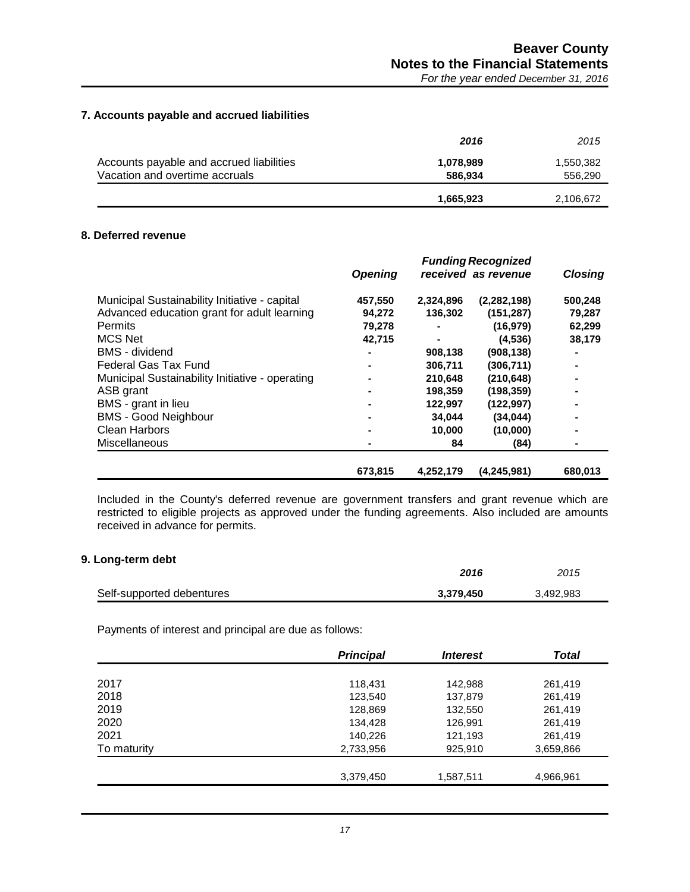## 7. Accounts payable and accrued liabilities

| | 2016 | 2015 |
|---|---|---|
| Accounts payable and accrued liabilities | 1,078,989 | 1,550,382 |
| Vacation and overtime accruals | 586,934 | 556,290 |
| | 1,665,923 | 2,106,672 |

## 8. Deferred revenue

| | Opening | Funding received | Recognized as revenue | Closing |
|---|---|---|---|---|
| Municipal Sustainability Initiative - capital | 457,550 | 2,324,896 | (2,282,198) | 500,248 |
| Advanced education grant for adult learning | 94,272 | 136,302 | (151,287) | 79,287 |
| Permits | 79,278 | - | (16,979) | 62,299 |
| MCS Net | 42,715 | - | (4,536) | 38,179 |
| BMS - dividend | - | 908,138 | (908,138) | - |
| Federal Gas Tax Fund | - | 306,711 | (306,711) | - |
| Municipal Sustainability Initiative - operating | - | 210,648 | (210,648) | - |
| ASB grant | - | 198,359 | (198,359) | - |
| BMS - grant in lieu | - | 122,997 | (122,997) | - |
| BMS - Good Neighbour | - | 34,044 | (34,044) | - |
| Clean Harbors | - | 10,000 | (10,000) | - |
| Miscellaneous | - | 84 | (84) | - |
| | 673,815 | 4,252,179 | (4,245,981) | 680,013 |

Included in the County's deferred revenue are government transfers and grant revenue which are restricted to eligible projects as approved under the funding agreements. Also included are amounts received in advance for permits.

## 9. Long-term debt

| | 2016 | 2015 |
|---|---|---|
| Self-supported debentures | 3,379,450 | 3,492,983 |

Payments of interest and principal are due as follows:

| | Principal | Interest | Total |
|---|---|---|---|
| 2017 | 118,431 | 142,988 | 261,419 |
| 2018 | 123,540 | 137,879 | 261,419 |
| 2019 | 128,869 | 132,550 | 261,419 |
| 2020 | 134,428 | 126,991 | 261,419 |
| 2021 | 140,226 | 121,193 | 261,419 |
| To maturity | 2,733,956 | 925,910 | 3,659,866 |
| | 3,379,450 | 1,587,511 | 4,966,961 |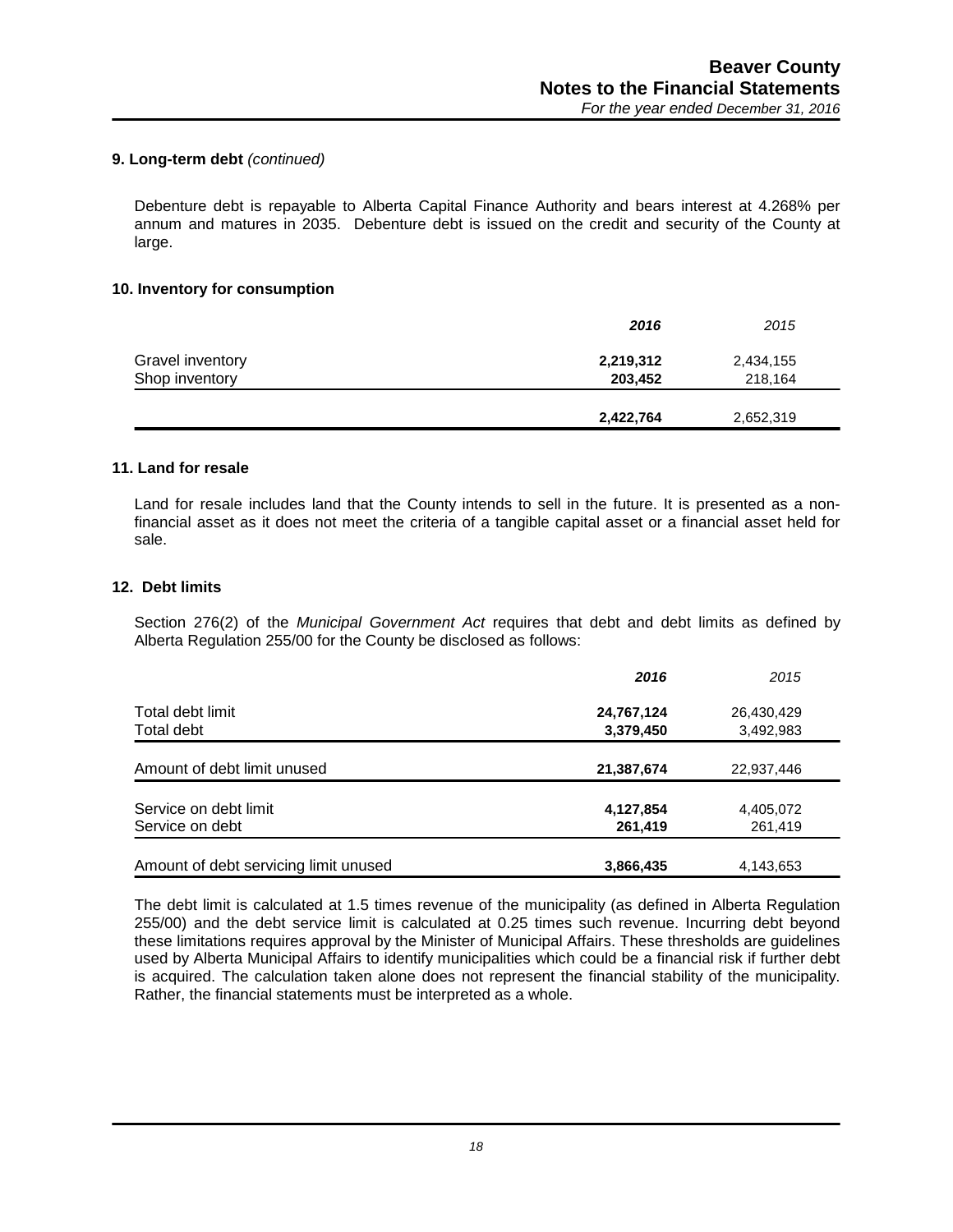### 9. Long-term debt *(continued)*

Debenture debt is repayable to Alberta Capital Finance Authority and bears interest at 4.268% per annum and matures in 2035. Debenture debt is issued on the credit and security of the County at large.

### 10. Inventory for consumption

| | **2016** | *2015* |
|---|---|---|
| Gravel inventory | **2,219,312** | 2,434,155 |
| Shop inventory | **203,452** | 218,164 |
| | **2,422,764** | 2,652,319 |

### 11. Land for resale

Land for resale includes land that the County intends to sell in the future. It is presented as a non-financial asset as it does not meet the criteria of a tangible capital asset or a financial asset held for sale.

### 12. Debt limits

Section 276(2) of the *Municipal Government Act* requires that debt and debt limits as defined by Alberta Regulation 255/00 for the County be disclosed as follows:

| | **2016** | *2015* |
|---|---|---|
| Total debt limit | **24,767,124** | 26,430,429 |
| Total debt | **3,379,450** | 3,492,983 |
| Amount of debt limit unused | **21,387,674** | 22,937,446 |
| Service on debt limit | **4,127,854** | 4,405,072 |
| Service on debt | **261,419** | 261,419 |
| Amount of debt servicing limit unused | **3,866,435** | 4,143,653 |

The debt limit is calculated at 1.5 times revenue of the municipality (as defined in Alberta Regulation 255/00) and the debt service limit is calculated at 0.25 times such revenue. Incurring debt beyond these limitations requires approval by the Minister of Municipal Affairs. These thresholds are guidelines used by Alberta Municipal Affairs to identify municipalities which could be a financial risk if further debt is acquired. The calculation taken alone does not represent the financial stability of the municipality. Rather, the financial statements must be interpreted as a whole.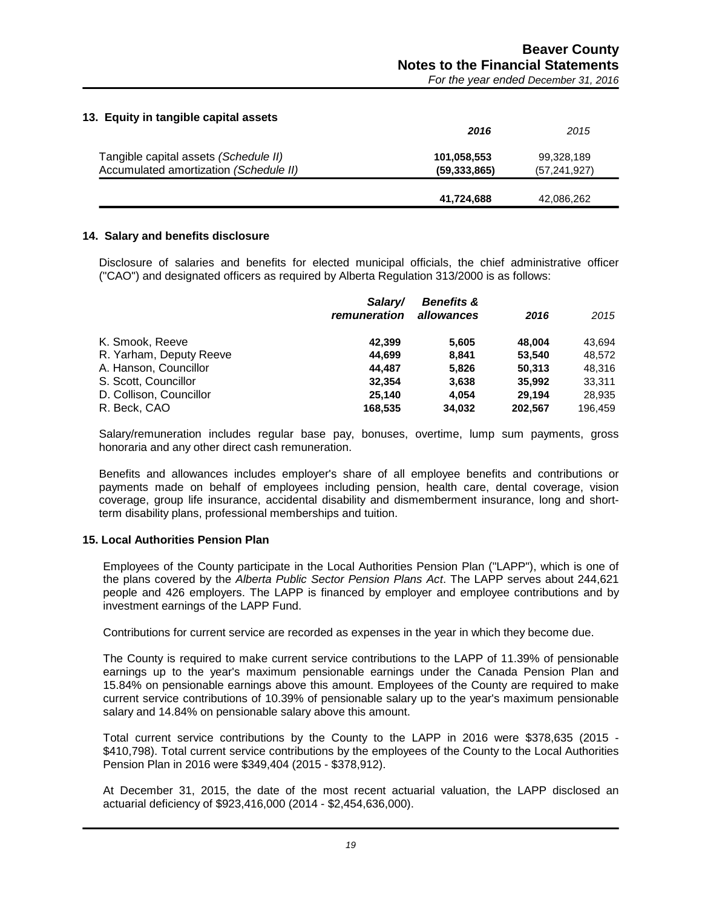## 13. Equity in tangible capital assets

| | 2016 | 2015 |
|---|---|---|
| Tangible capital assets *(Schedule II)* | **101,058,553** | 99,328,189 |
| Accumulated amortization *(Schedule II)* | **(59,333,865)** | (57,241,927) |
| | **41,724,688** | 42,086,262 |

## 14. Salary and benefits disclosure

Disclosure of salaries and benefits for elected municipal officials, the chief administrative officer ("CAO") and designated officers as required by Alberta Regulation 313/2000 is as follows:

| | Salary/ remuneration | Benefits & allowances | 2016 | 2015 |
|---|---|---|---|---|
| K. Smook, Reeve | **42,399** | **5,605** | **48,004** | 43,694 |
| R. Yarham, Deputy Reeve | **44,699** | **8,841** | **53,540** | 48,572 |
| A. Hanson, Councillor | **44,487** | **5,826** | **50,313** | 48,316 |
| S. Scott, Councillor | **32,354** | **3,638** | **35,992** | 33,311 |
| D. Collison, Councillor | **25,140** | **4,054** | **29,194** | 28,935 |
| R. Beck, CAO | **168,535** | **34,032** | **202,567** | 196,459 |

Salary/remuneration includes regular base pay, bonuses, overtime, lump sum payments, gross honoraria and any other direct cash remuneration.

Benefits and allowances includes employer's share of all employee benefits and contributions or payments made on behalf of employees including pension, health care, dental coverage, vision coverage, group life insurance, accidental disability and dismemberment insurance, long and short-term disability plans, professional memberships and tuition.

## 15. Local Authorities Pension Plan

Employees of the County participate in the Local Authorities Pension Plan ("LAPP"), which is one of the plans covered by the *Alberta Public Sector Pension Plans Act*. The LAPP serves about 244,621 people and 426 employers. The LAPP is financed by employer and employee contributions and by investment earnings of the LAPP Fund.

Contributions for current service are recorded as expenses in the year in which they become due.

The County is required to make current service contributions to the LAPP of 11.39% of pensionable earnings up to the year's maximum pensionable earnings under the Canada Pension Plan and 15.84% on pensionable earnings above this amount. Employees of the County are required to make current service contributions of 10.39% of pensionable salary up to the year's maximum pensionable salary and 14.84% on pensionable salary above this amount.

Total current service contributions by the County to the LAPP in 2016 were $378,635 (2015 - $410,798). Total current service contributions by the employees of the County to the Local Authorities Pension Plan in 2016 were $349,404 (2015 - $378,912).

At December 31, 2015, the date of the most recent actuarial valuation, the LAPP disclosed an actuarial deficiency of $923,416,000 (2014 - $2,454,636,000).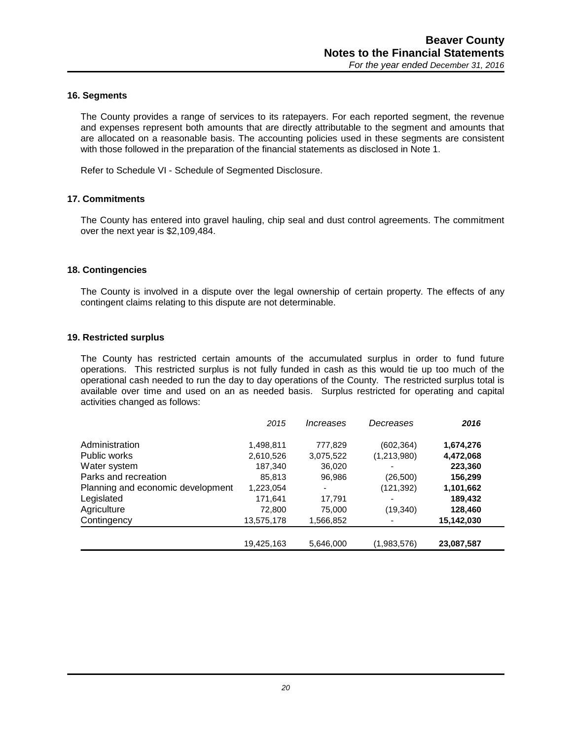## 16. Segments

The County provides a range of services to its ratepayers. For each reported segment, the revenue and expenses represent both amounts that are directly attributable to the segment and amounts that are allocated on a reasonable basis. The accounting policies used in these segments are consistent with those followed in the preparation of the financial statements as disclosed in Note 1.

Refer to Schedule VI - Schedule of Segmented Disclosure.

## 17. Commitments

The County has entered into gravel hauling, chip seal and dust control agreements. The commitment over the next year is $2,109,484.

## 18. Contingencies

The County is involved in a dispute over the legal ownership of certain property. The effects of any contingent claims relating to this dispute are not determinable.

## 19. Restricted surplus

The County has restricted certain amounts of the accumulated surplus in order to fund future operations. This restricted surplus is not fully funded in cash as this would tie up too much of the operational cash needed to run the day to day operations of the County. The restricted surplus total is available over time and used on an as needed basis. Surplus restricted for operating and capital activities changed as follows:

| | *2015* | *Increases* | *Decreases* | ***2016*** |
|---|---|---|---|---|
| Administration | 1,498,811 | 777,829 | (602,364) | **1,674,276** |
| Public works | 2,610,526 | 3,075,522 | (1,213,980) | **4,472,068** |
| Water system | 187,340 | 36,020 | - | **223,360** |
| Parks and recreation | 85,813 | 96,986 | (26,500) | **156,299** |
| Planning and economic development | 1,223,054 | - | (121,392) | **1,101,662** |
| Legislated | 171,641 | 17,791 | - | **189,432** |
| Agriculture | 72,800 | 75,000 | (19,340) | **128,460** |
| Contingency | 13,575,178 | 1,566,852 | - | **15,142,030** |
| | 19,425,163 | 5,646,000 | (1,983,576) | **23,087,587** |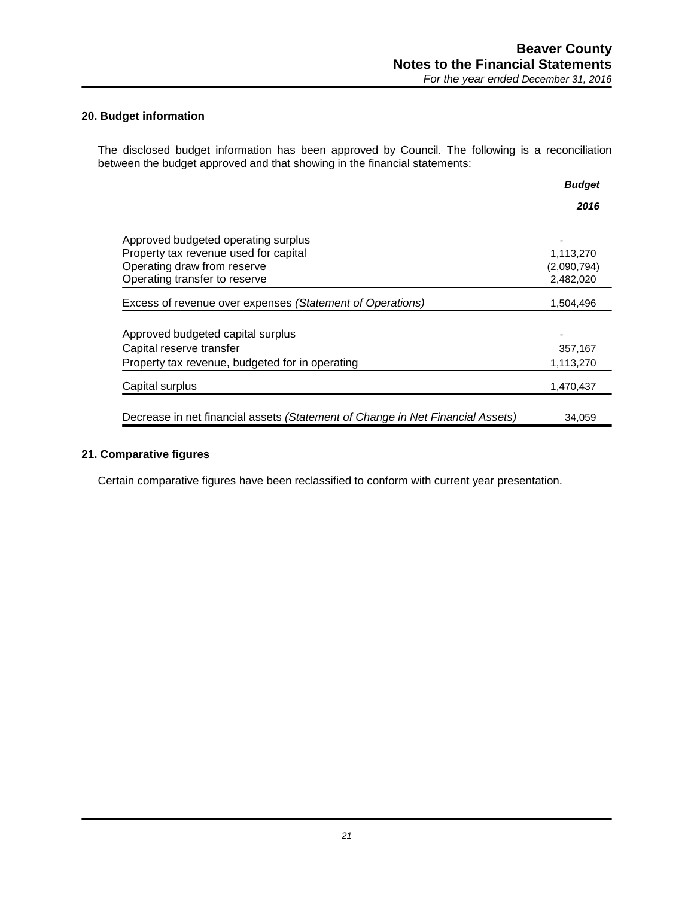## 20. Budget information

The disclosed budget information has been approved by Council. The following is a reconciliation between the budget approved and that showing in the financial statements:

| | ***Budget 2016*** |
|---|---|
| Approved budgeted operating surplus | - |
| Property tax revenue used for capital | 1,113,270 |
| Operating draw from reserve | (2,090,794) |
| Operating transfer to reserve | 2,482,020 |
| Excess of revenue over expenses *(Statement of Operations)* | 1,504,496 |
| Approved budgeted capital surplus | - |
| Capital reserve transfer | 357,167 |
| Property tax revenue, budgeted for in operating | 1,113,270 |
| Capital surplus | 1,470,437 |
| Decrease in net financial assets *(Statement of Change in Net Financial Assets)* | 34,059 |

## 21. Comparative figures

Certain comparative figures have been reclassified to conform with current year presentation.